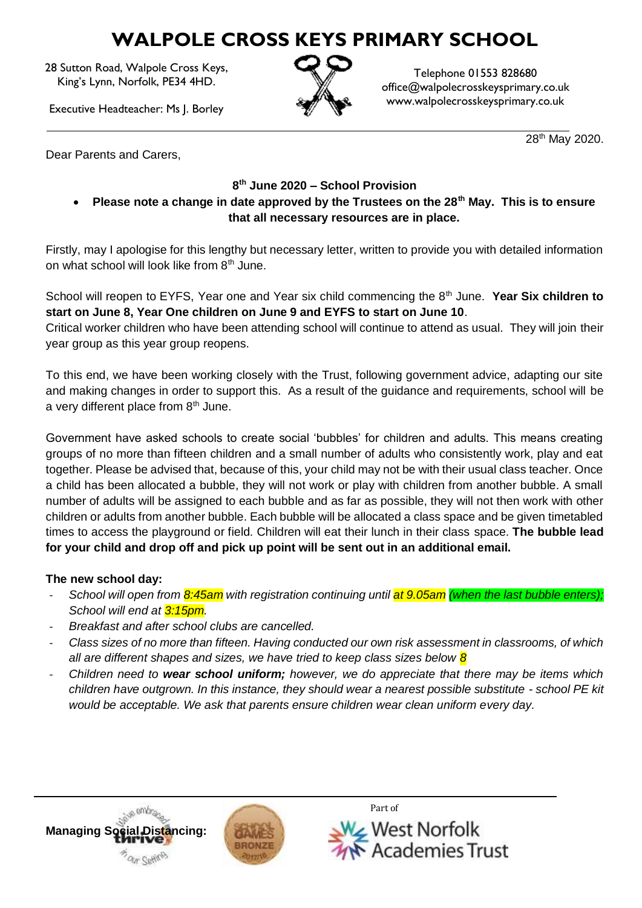# WALPOLE CROSS KEYS PRIMARY SCHOOL

28 Sutton Road, Walpole Cross Keys,
King's Lynn, Norfolk, PE34 4HD.

Executive Headteacher: Ms J. Borley

Telephone 01553 828680
office@walpolecrosskeysprimary.co.uk
www.walpolecrosskeysprimary.co.uk

28th May 2020.

Dear Parents and Carers,

**8th June 2020 – School Provision**

- **Please note a change in date approved by the Trustees on the 28th May. This is to ensure that all necessary resources are in place.**

Firstly, may I apologise for this lengthy but necessary letter, written to provide you with detailed information on what school will look like from 8th June.

School will reopen to EYFS, Year one and Year six child commencing the 8th June. **Year Six children to start on June 8, Year One children on June 9 and EYFS to start on June 10**.
Critical worker children who have been attending school will continue to attend as usual. They will join their year group as this year group reopens.

To this end, we have been working closely with the Trust, following government advice, adapting our site and making changes in order to support this. As a result of the guidance and requirements, school will be a very different place from 8th June.

Government have asked schools to create social 'bubbles' for children and adults. This means creating groups of no more than fifteen children and a small number of adults who consistently work, play and eat together. Please be advised that, because of this, your child may not be with their usual class teacher. Once a child has been allocated a bubble, they will not work or play with children from another bubble. A small number of adults will be assigned to each bubble and as far as possible, they will not then work with other children or adults from another bubble. Each bubble will be allocated a class space and be given timetabled times to access the playground or field. Children will eat their lunch in their class space. **The bubble lead for your child and drop off and pick up point will be sent out in an additional email.**

**The new school day:**

- *School will open from 8:45am with registration continuing until at 9.05am (when the last bubble enters); School will end at 3:15pm.*
- *Breakfast and after school clubs are cancelled.*
- *Class sizes of no more than fifteen. Having conducted our own risk assessment in classrooms, of which all are different shapes and sizes, we have tried to keep class sizes below 8*
- *Children need to **wear school uniform;** however, we do appreciate that there may be items which children have outgrown. In this instance, they should wear a nearest possible substitute - school PE kit would be acceptable. We ask that parents ensure children wear clean uniform every day.*

**Managing Social Distancing:**

Part of West Norfolk Academies Trust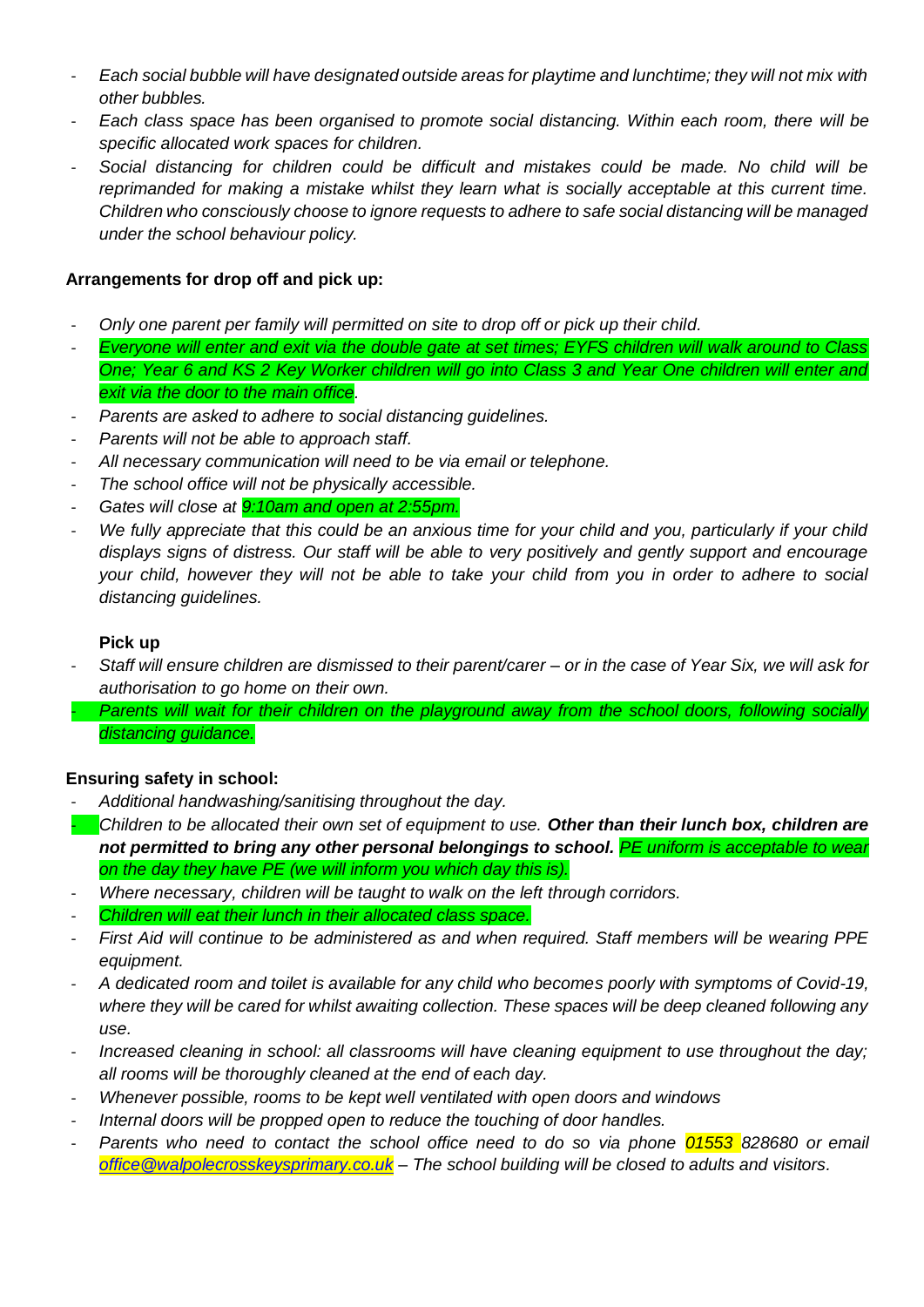- *Each social bubble will have designated outside areas for playtime and lunchtime; they will not mix with other bubbles.*
- *Each class space has been organised to promote social distancing. Within each room, there will be specific allocated work spaces for children.*
- *Social distancing for children could be difficult and mistakes could be made. No child will be reprimanded for making a mistake whilst they learn what is socially acceptable at this current time. Children who consciously choose to ignore requests to adhere to safe social distancing will be managed under the school behaviour policy.*

**Arrangements for drop off and pick up:**

- *Only one parent per family will permitted on site to drop off or pick up their child.*
- *Everyone will enter and exit via the double gate at set times; EYFS children will walk around to Class One; Year 6 and KS 2 Key Worker children will go into Class 3 and Year One children will enter and exit via the door to the main office.*
- *Parents are asked to adhere to social distancing guidelines.*
- *Parents will not be able to approach staff.*
- *All necessary communication will need to be via email or telephone.*
- *The school office will not be physically accessible.*
- *Gates will close at 9:10am and open at 2:55pm.*
- *We fully appreciate that this could be an anxious time for your child and you, particularly if your child displays signs of distress. Our staff will be able to very positively and gently support and encourage your child, however they will not be able to take your child from you in order to adhere to social distancing guidelines.*

**Pick up**

- *Staff will ensure children are dismissed to their parent/carer – or in the case of Year Six, we will ask for authorisation to go home on their own.*
- *Parents will wait for their children on the playground away from the school doors, following socially distancing guidance.*

**Ensuring safety in school:**

- *Additional handwashing/sanitising throughout the day.*
- *Children to be allocated their own set of equipment to use.* ***Other than their lunch box, children are not permitted to bring any other personal belongings to school.*** *PE uniform is acceptable to wear on the day they have PE (we will inform you which day this is).*
- *Where necessary, children will be taught to walk on the left through corridors.*
- *Children will eat their lunch in their allocated class space.*
- *First Aid will continue to be administered as and when required. Staff members will be wearing PPE equipment.*
- *A dedicated room and toilet is available for any child who becomes poorly with symptoms of Covid-19, where they will be cared for whilst awaiting collection. These spaces will be deep cleaned following any use.*
- *Increased cleaning in school: all classrooms will have cleaning equipment to use throughout the day; all rooms will be thoroughly cleaned at the end of each day.*
- *Whenever possible, rooms to be kept well ventilated with open doors and windows*
- *Internal doors will be propped open to reduce the touching of door handles.*
- *Parents who need to contact the school office need to do so via phone 01553 828680 or email office@walpolecrosskeysprimary.co.uk – The school building will be closed to adults and visitors.*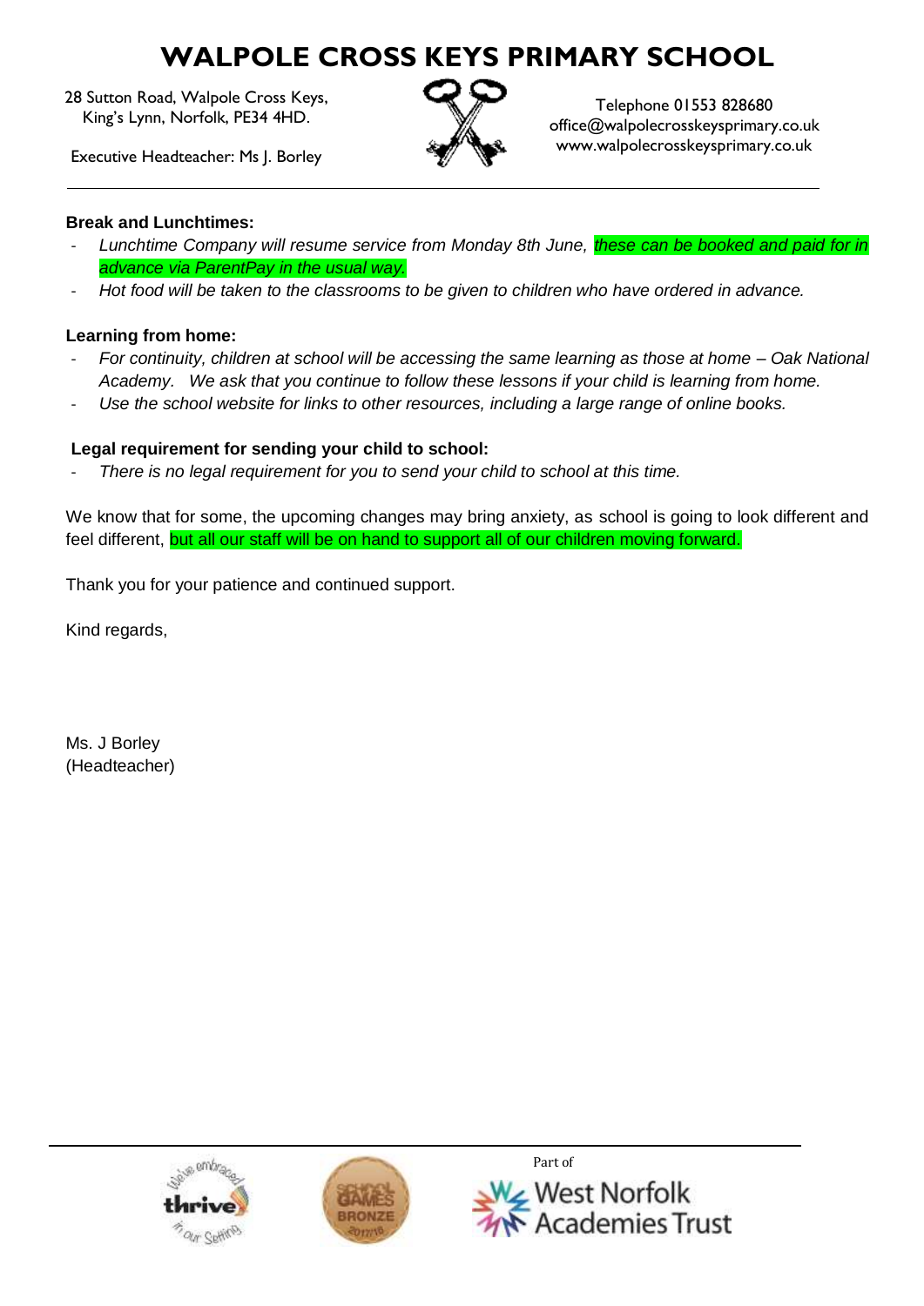# WALPOLE CROSS KEYS PRIMARY SCHOOL

28 Sutton Road, Walpole Cross Keys,
King's Lynn, Norfolk, PE34 4HD.

Executive Headteacher: Ms J. Borley

Telephone 01553 828680
office@walpolecrosskeysprimary.co.uk
www.walpolecrosskeysprimary.co.uk

---

**Break and Lunchtimes:**

- *Lunchtime Company will resume service from Monday 8th June, these can be booked and paid for in advance via ParentPay in the usual way.*
- *Hot food will be taken to the classrooms to be given to children who have ordered in advance.*

**Learning from home:**

- *For continuity, children at school will be accessing the same learning as those at home – Oak National Academy. We ask that you continue to follow these lessons if your child is learning from home.*
- *Use the school website for links to other resources, including a large range of online books.*

**Legal requirement for sending your child to school:**

- *There is no legal requirement for you to send your child to school at this time.*

We know that for some, the upcoming changes may bring anxiety, as school is going to look different and feel different, but all our staff will be on hand to support all of our children moving forward.

Thank you for your patience and continued support.

Kind regards,

Ms. J Borley
(Headteacher)

---

Part of West Norfolk Academies Trust